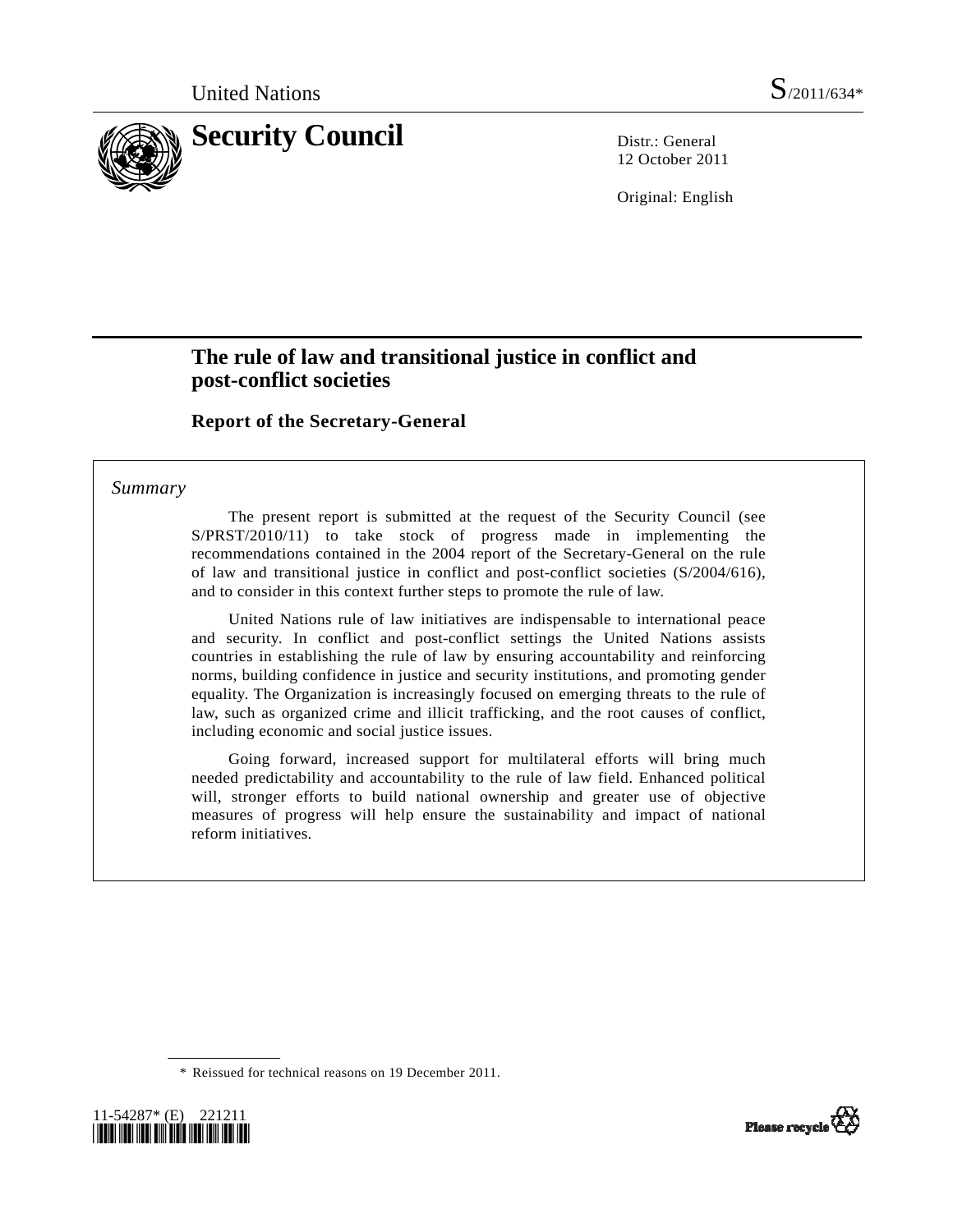United Nations S/2011/634*

# Security Council

Distr.: General
12 October 2011

Original: English

# The rule of law and transitional justice in conflict and post-conflict societies

## Report of the Secretary-General

*Summary*

The present report is submitted at the request of the Security Council (see S/PRST/2010/11) to take stock of progress made in implementing the recommendations contained in the 2004 report of the Secretary-General on the rule of law and transitional justice in conflict and post-conflict societies (S/2004/616), and to consider in this context further steps to promote the rule of law.

United Nations rule of law initiatives are indispensable to international peace and security. In conflict and post-conflict settings the United Nations assists countries in establishing the rule of law by ensuring accountability and reinforcing norms, building confidence in justice and security institutions, and promoting gender equality. The Organization is increasingly focused on emerging threats to the rule of law, such as organized crime and illicit trafficking, and the root causes of conflict, including economic and social justice issues.

Going forward, increased support for multilateral efforts will bring much needed predictability and accountability to the rule of law field. Enhanced political will, stronger efforts to build national ownership and greater use of objective measures of progress will help ensure the sustainability and impact of national reform initiatives.

\* Reissued for technical reasons on 19 December 2011.

11-54287* (E) 221211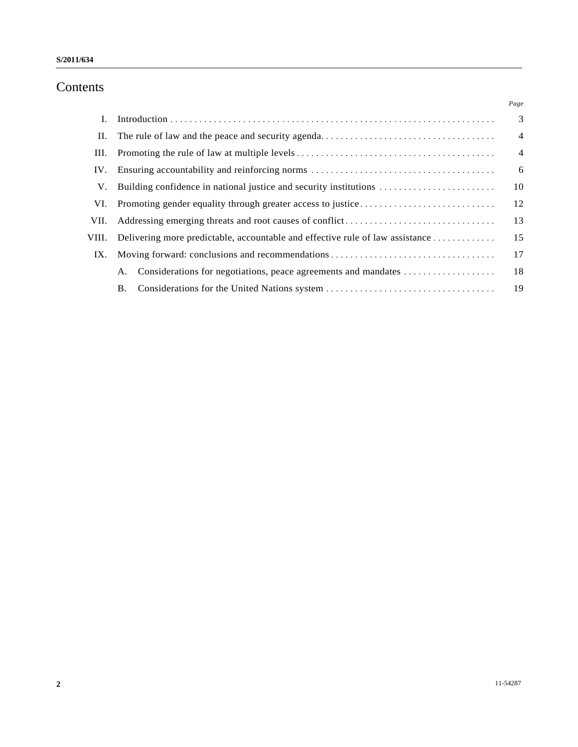# Contents

| | | Page |
|---|---|---|
| I. | Introduction | 3 |
| II. | The rule of law and the peace and security agenda | 4 |
| III. | Promoting the rule of law at multiple levels | 4 |
| IV. | Ensuring accountability and reinforcing norms | 6 |
| V. | Building confidence in national justice and security institutions | 10 |
| VI. | Promoting gender equality through greater access to justice | 12 |
| VII. | Addressing emerging threats and root causes of conflict | 13 |
| VIII. | Delivering more predictable, accountable and effective rule of law assistance | 15 |
| IX. | Moving forward: conclusions and recommendations | 17 |
| | A. Considerations for negotiations, peace agreements and mandates | 18 |
| | B. Considerations for the United Nations system | 19 |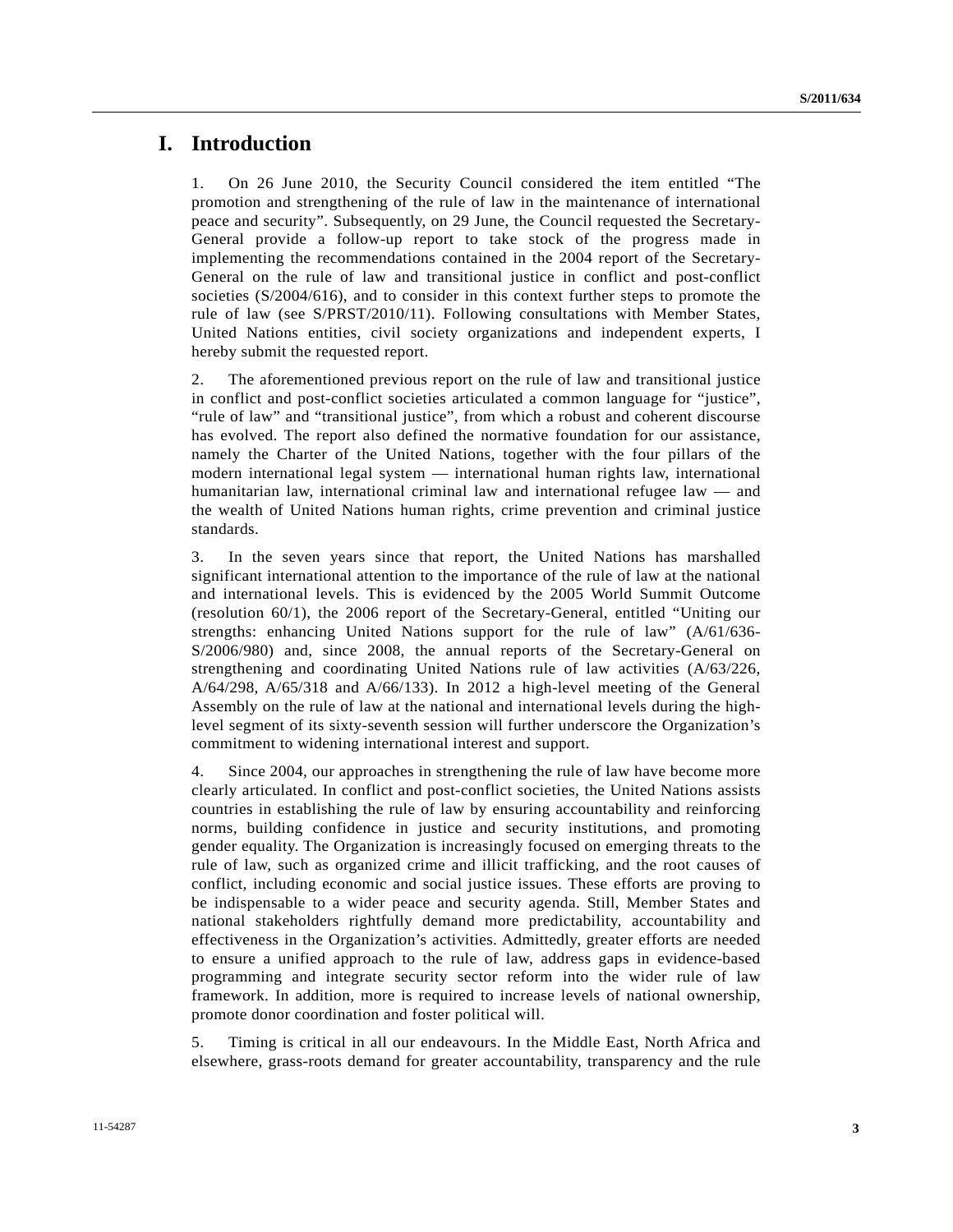# I. Introduction

1. On 26 June 2010, the Security Council considered the item entitled "The promotion and strengthening of the rule of law in the maintenance of international peace and security". Subsequently, on 29 June, the Council requested the Secretary-General provide a follow-up report to take stock of the progress made in implementing the recommendations contained in the 2004 report of the Secretary-General on the rule of law and transitional justice in conflict and post-conflict societies (S/2004/616), and to consider in this context further steps to promote the rule of law (see S/PRST/2010/11). Following consultations with Member States, United Nations entities, civil society organizations and independent experts, I hereby submit the requested report.

2. The aforementioned previous report on the rule of law and transitional justice in conflict and post-conflict societies articulated a common language for "justice", "rule of law" and "transitional justice", from which a robust and coherent discourse has evolved. The report also defined the normative foundation for our assistance, namely the Charter of the United Nations, together with the four pillars of the modern international legal system — international human rights law, international humanitarian law, international criminal law and international refugee law — and the wealth of United Nations human rights, crime prevention and criminal justice standards.

3. In the seven years since that report, the United Nations has marshalled significant international attention to the importance of the rule of law at the national and international levels. This is evidenced by the 2005 World Summit Outcome (resolution 60/1), the 2006 report of the Secretary-General, entitled "Uniting our strengths: enhancing United Nations support for the rule of law" (A/61/636-S/2006/980) and, since 2008, the annual reports of the Secretary-General on strengthening and coordinating United Nations rule of law activities (A/63/226, A/64/298, A/65/318 and A/66/133). In 2012 a high-level meeting of the General Assembly on the rule of law at the national and international levels during the high-level segment of its sixty-seventh session will further underscore the Organization's commitment to widening international interest and support.

4. Since 2004, our approaches in strengthening the rule of law have become more clearly articulated. In conflict and post-conflict societies, the United Nations assists countries in establishing the rule of law by ensuring accountability and reinforcing norms, building confidence in justice and security institutions, and promoting gender equality. The Organization is increasingly focused on emerging threats to the rule of law, such as organized crime and illicit trafficking, and the root causes of conflict, including economic and social justice issues. These efforts are proving to be indispensable to a wider peace and security agenda. Still, Member States and national stakeholders rightfully demand more predictability, accountability and effectiveness in the Organization's activities. Admittedly, greater efforts are needed to ensure a unified approach to the rule of law, address gaps in evidence-based programming and integrate security sector reform into the wider rule of law framework. In addition, more is required to increase levels of national ownership, promote donor coordination and foster political will.

5. Timing is critical in all our endeavours. In the Middle East, North Africa and elsewhere, grass-roots demand for greater accountability, transparency and the rule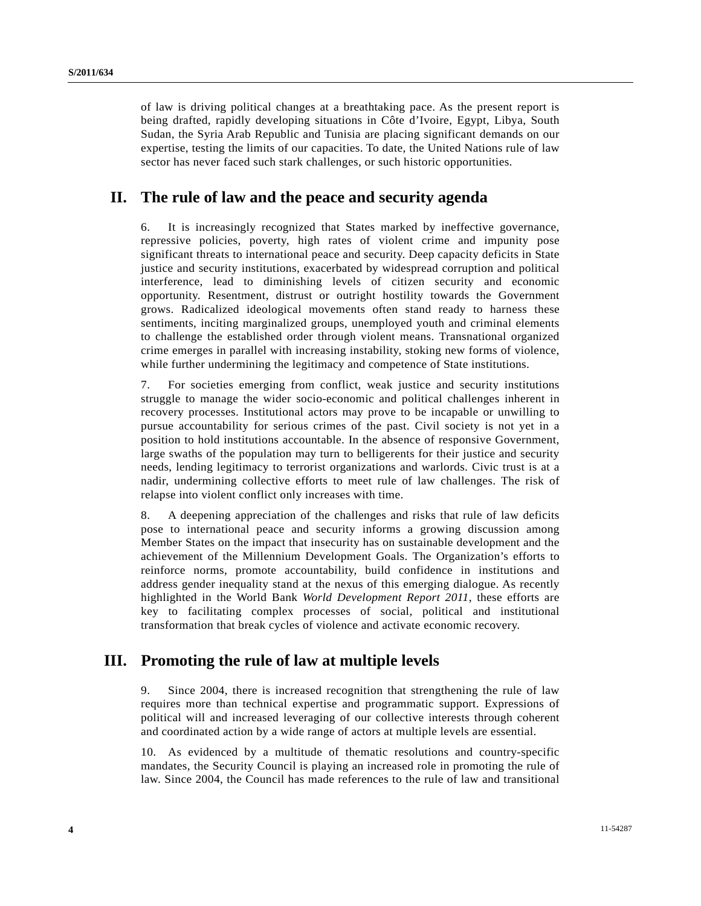of law is driving political changes at a breathtaking pace. As the present report is being drafted, rapidly developing situations in Côte d'Ivoire, Egypt, Libya, South Sudan, the Syria Arab Republic and Tunisia are placing significant demands on our expertise, testing the limits of our capacities. To date, the United Nations rule of law sector has never faced such stark challenges, or such historic opportunities.

## II. The rule of law and the peace and security agenda

6. It is increasingly recognized that States marked by ineffective governance, repressive policies, poverty, high rates of violent crime and impunity pose significant threats to international peace and security. Deep capacity deficits in State justice and security institutions, exacerbated by widespread corruption and political interference, lead to diminishing levels of citizen security and economic opportunity. Resentment, distrust or outright hostility towards the Government grows. Radicalized ideological movements often stand ready to harness these sentiments, inciting marginalized groups, unemployed youth and criminal elements to challenge the established order through violent means. Transnational organized crime emerges in parallel with increasing instability, stoking new forms of violence, while further undermining the legitimacy and competence of State institutions.

7. For societies emerging from conflict, weak justice and security institutions struggle to manage the wider socio-economic and political challenges inherent in recovery processes. Institutional actors may prove to be incapable or unwilling to pursue accountability for serious crimes of the past. Civil society is not yet in a position to hold institutions accountable. In the absence of responsive Government, large swaths of the population may turn to belligerents for their justice and security needs, lending legitimacy to terrorist organizations and warlords. Civic trust is at a nadir, undermining collective efforts to meet rule of law challenges. The risk of relapse into violent conflict only increases with time.

8. A deepening appreciation of the challenges and risks that rule of law deficits pose to international peace and security informs a growing discussion among Member States on the impact that insecurity has on sustainable development and the achievement of the Millennium Development Goals. The Organization's efforts to reinforce norms, promote accountability, build confidence in institutions and address gender inequality stand at the nexus of this emerging dialogue. As recently highlighted in the World Bank *World Development Report 2011*, these efforts are key to facilitating complex processes of social, political and institutional transformation that break cycles of violence and activate economic recovery.

## III. Promoting the rule of law at multiple levels

9. Since 2004, there is increased recognition that strengthening the rule of law requires more than technical expertise and programmatic support. Expressions of political will and increased leveraging of our collective interests through coherent and coordinated action by a wide range of actors at multiple levels are essential.

10. As evidenced by a multitude of thematic resolutions and country-specific mandates, the Security Council is playing an increased role in promoting the rule of law. Since 2004, the Council has made references to the rule of law and transitional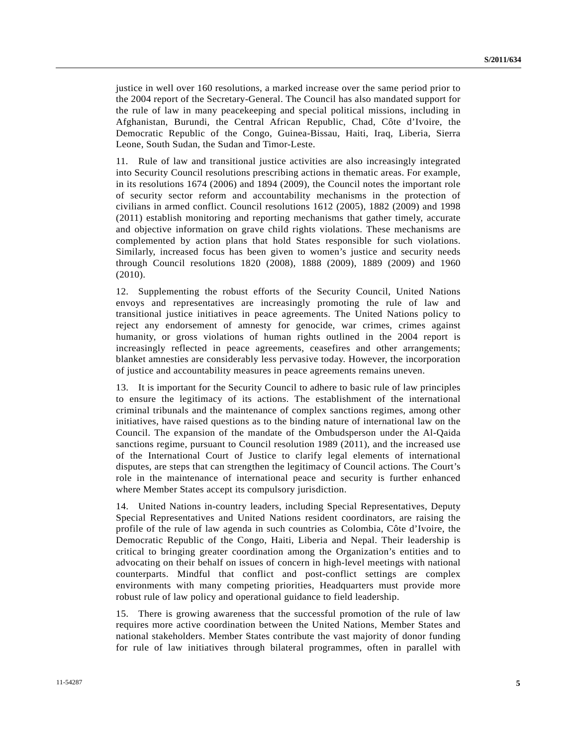justice in well over 160 resolutions, a marked increase over the same period prior to the 2004 report of the Secretary-General. The Council has also mandated support for the rule of law in many peacekeeping and special political missions, including in Afghanistan, Burundi, the Central African Republic, Chad, Côte d'Ivoire, the Democratic Republic of the Congo, Guinea-Bissau, Haiti, Iraq, Liberia, Sierra Leone, South Sudan, the Sudan and Timor-Leste.

11. Rule of law and transitional justice activities are also increasingly integrated into Security Council resolutions prescribing actions in thematic areas. For example, in its resolutions 1674 (2006) and 1894 (2009), the Council notes the important role of security sector reform and accountability mechanisms in the protection of civilians in armed conflict. Council resolutions 1612 (2005), 1882 (2009) and 1998 (2011) establish monitoring and reporting mechanisms that gather timely, accurate and objective information on grave child rights violations. These mechanisms are complemented by action plans that hold States responsible for such violations. Similarly, increased focus has been given to women's justice and security needs through Council resolutions 1820 (2008), 1888 (2009), 1889 (2009) and 1960 (2010).

12. Supplementing the robust efforts of the Security Council, United Nations envoys and representatives are increasingly promoting the rule of law and transitional justice initiatives in peace agreements. The United Nations policy to reject any endorsement of amnesty for genocide, war crimes, crimes against humanity, or gross violations of human rights outlined in the 2004 report is increasingly reflected in peace agreements, ceasefires and other arrangements; blanket amnesties are considerably less pervasive today. However, the incorporation of justice and accountability measures in peace agreements remains uneven.

13. It is important for the Security Council to adhere to basic rule of law principles to ensure the legitimacy of its actions. The establishment of the international criminal tribunals and the maintenance of complex sanctions regimes, among other initiatives, have raised questions as to the binding nature of international law on the Council. The expansion of the mandate of the Ombudsperson under the Al-Qaida sanctions regime, pursuant to Council resolution 1989 (2011), and the increased use of the International Court of Justice to clarify legal elements of international disputes, are steps that can strengthen the legitimacy of Council actions. The Court's role in the maintenance of international peace and security is further enhanced where Member States accept its compulsory jurisdiction.

14. United Nations in-country leaders, including Special Representatives, Deputy Special Representatives and United Nations resident coordinators, are raising the profile of the rule of law agenda in such countries as Colombia, Côte d'Ivoire, the Democratic Republic of the Congo, Haiti, Liberia and Nepal. Their leadership is critical to bringing greater coordination among the Organization's entities and to advocating on their behalf on issues of concern in high-level meetings with national counterparts. Mindful that conflict and post-conflict settings are complex environments with many competing priorities, Headquarters must provide more robust rule of law policy and operational guidance to field leadership.

15. There is growing awareness that the successful promotion of the rule of law requires more active coordination between the United Nations, Member States and national stakeholders. Member States contribute the vast majority of donor funding for rule of law initiatives through bilateral programmes, often in parallel with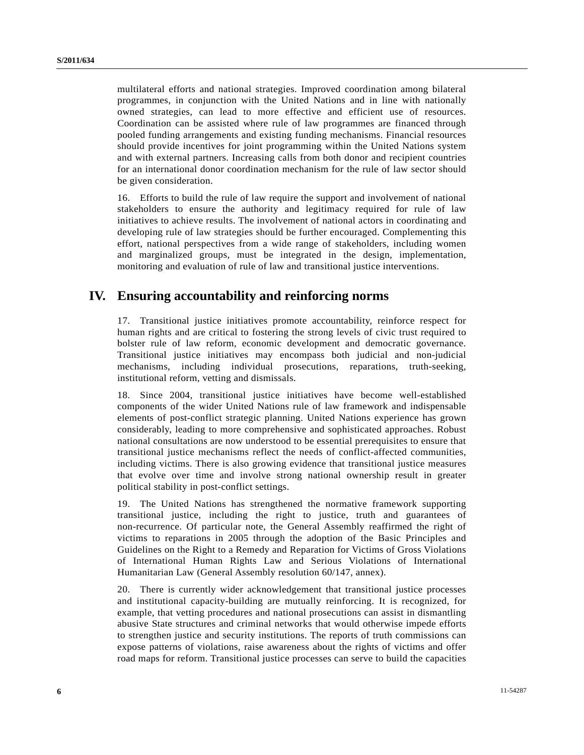multilateral efforts and national strategies. Improved coordination among bilateral programmes, in conjunction with the United Nations and in line with nationally owned strategies, can lead to more effective and efficient use of resources. Coordination can be assisted where rule of law programmes are financed through pooled funding arrangements and existing funding mechanisms. Financial resources should provide incentives for joint programming within the United Nations system and with external partners. Increasing calls from both donor and recipient countries for an international donor coordination mechanism for the rule of law sector should be given consideration.

16. Efforts to build the rule of law require the support and involvement of national stakeholders to ensure the authority and legitimacy required for rule of law initiatives to achieve results. The involvement of national actors in coordinating and developing rule of law strategies should be further encouraged. Complementing this effort, national perspectives from a wide range of stakeholders, including women and marginalized groups, must be integrated in the design, implementation, monitoring and evaluation of rule of law and transitional justice interventions.

# IV. Ensuring accountability and reinforcing norms

17. Transitional justice initiatives promote accountability, reinforce respect for human rights and are critical to fostering the strong levels of civic trust required to bolster rule of law reform, economic development and democratic governance. Transitional justice initiatives may encompass both judicial and non-judicial mechanisms, including individual prosecutions, reparations, truth-seeking, institutional reform, vetting and dismissals.

18. Since 2004, transitional justice initiatives have become well-established components of the wider United Nations rule of law framework and indispensable elements of post-conflict strategic planning. United Nations experience has grown considerably, leading to more comprehensive and sophisticated approaches. Robust national consultations are now understood to be essential prerequisites to ensure that transitional justice mechanisms reflect the needs of conflict-affected communities, including victims. There is also growing evidence that transitional justice measures that evolve over time and involve strong national ownership result in greater political stability in post-conflict settings.

19. The United Nations has strengthened the normative framework supporting transitional justice, including the right to justice, truth and guarantees of non-recurrence. Of particular note, the General Assembly reaffirmed the right of victims to reparations in 2005 through the adoption of the Basic Principles and Guidelines on the Right to a Remedy and Reparation for Victims of Gross Violations of International Human Rights Law and Serious Violations of International Humanitarian Law (General Assembly resolution 60/147, annex).

20. There is currently wider acknowledgement that transitional justice processes and institutional capacity-building are mutually reinforcing. It is recognized, for example, that vetting procedures and national prosecutions can assist in dismantling abusive State structures and criminal networks that would otherwise impede efforts to strengthen justice and security institutions. The reports of truth commissions can expose patterns of violations, raise awareness about the rights of victims and offer road maps for reform. Transitional justice processes can serve to build the capacities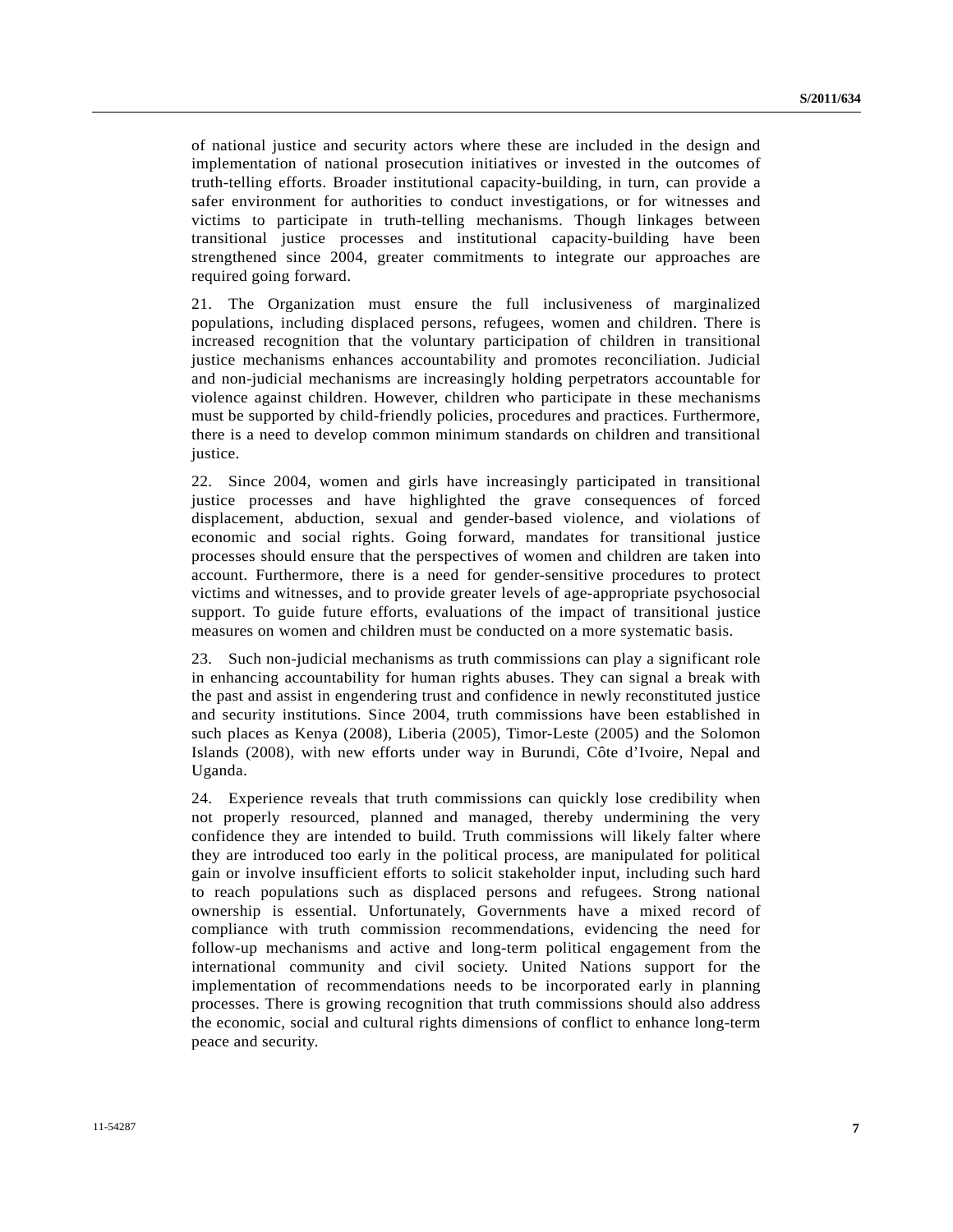of national justice and security actors where these are included in the design and implementation of national prosecution initiatives or invested in the outcomes of truth-telling efforts. Broader institutional capacity-building, in turn, can provide a safer environment for authorities to conduct investigations, or for witnesses and victims to participate in truth-telling mechanisms. Though linkages between transitional justice processes and institutional capacity-building have been strengthened since 2004, greater commitments to integrate our approaches are required going forward.

21. The Organization must ensure the full inclusiveness of marginalized populations, including displaced persons, refugees, women and children. There is increased recognition that the voluntary participation of children in transitional justice mechanisms enhances accountability and promotes reconciliation. Judicial and non-judicial mechanisms are increasingly holding perpetrators accountable for violence against children. However, children who participate in these mechanisms must be supported by child-friendly policies, procedures and practices. Furthermore, there is a need to develop common minimum standards on children and transitional justice.

22. Since 2004, women and girls have increasingly participated in transitional justice processes and have highlighted the grave consequences of forced displacement, abduction, sexual and gender-based violence, and violations of economic and social rights. Going forward, mandates for transitional justice processes should ensure that the perspectives of women and children are taken into account. Furthermore, there is a need for gender-sensitive procedures to protect victims and witnesses, and to provide greater levels of age-appropriate psychosocial support. To guide future efforts, evaluations of the impact of transitional justice measures on women and children must be conducted on a more systematic basis.

23. Such non-judicial mechanisms as truth commissions can play a significant role in enhancing accountability for human rights abuses. They can signal a break with the past and assist in engendering trust and confidence in newly reconstituted justice and security institutions. Since 2004, truth commissions have been established in such places as Kenya (2008), Liberia (2005), Timor-Leste (2005) and the Solomon Islands (2008), with new efforts under way in Burundi, Côte d'Ivoire, Nepal and Uganda.

24. Experience reveals that truth commissions can quickly lose credibility when not properly resourced, planned and managed, thereby undermining the very confidence they are intended to build. Truth commissions will likely falter where they are introduced too early in the political process, are manipulated for political gain or involve insufficient efforts to solicit stakeholder input, including such hard to reach populations such as displaced persons and refugees. Strong national ownership is essential. Unfortunately, Governments have a mixed record of compliance with truth commission recommendations, evidencing the need for follow-up mechanisms and active and long-term political engagement from the international community and civil society. United Nations support for the implementation of recommendations needs to be incorporated early in planning processes. There is growing recognition that truth commissions should also address the economic, social and cultural rights dimensions of conflict to enhance long-term peace and security.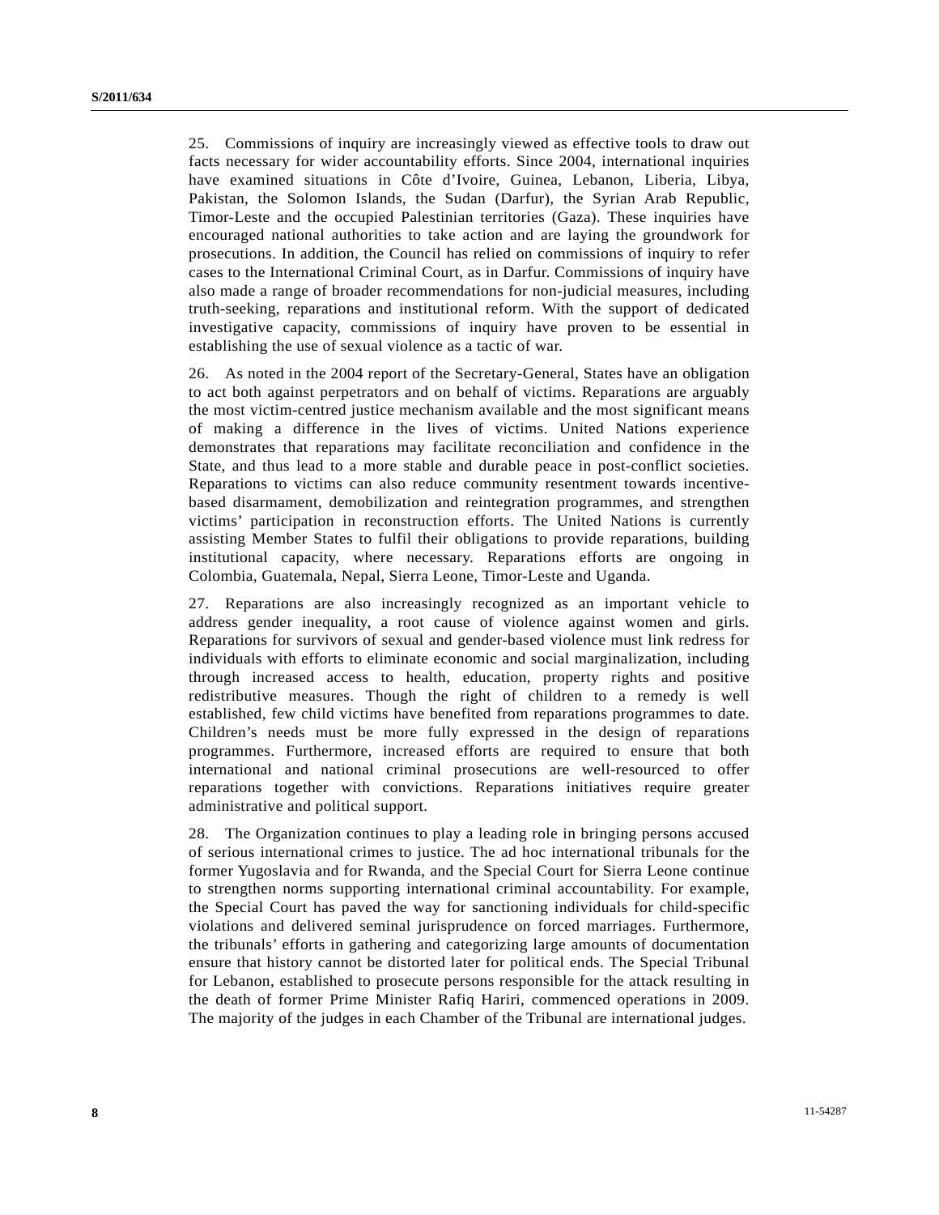25. Commissions of inquiry are increasingly viewed as effective tools to draw out facts necessary for wider accountability efforts. Since 2004, international inquiries have examined situations in Côte d'Ivoire, Guinea, Lebanon, Liberia, Libya, Pakistan, the Solomon Islands, the Sudan (Darfur), the Syrian Arab Republic, Timor-Leste and the occupied Palestinian territories (Gaza). These inquiries have encouraged national authorities to take action and are laying the groundwork for prosecutions. In addition, the Council has relied on commissions of inquiry to refer cases to the International Criminal Court, as in Darfur. Commissions of inquiry have also made a range of broader recommendations for non-judicial measures, including truth-seeking, reparations and institutional reform. With the support of dedicated investigative capacity, commissions of inquiry have proven to be essential in establishing the use of sexual violence as a tactic of war.

26. As noted in the 2004 report of the Secretary-General, States have an obligation to act both against perpetrators and on behalf of victims. Reparations are arguably the most victim-centred justice mechanism available and the most significant means of making a difference in the lives of victims. United Nations experience demonstrates that reparations may facilitate reconciliation and confidence in the State, and thus lead to a more stable and durable peace in post-conflict societies. Reparations to victims can also reduce community resentment towards incentive-based disarmament, demobilization and reintegration programmes, and strengthen victims' participation in reconstruction efforts. The United Nations is currently assisting Member States to fulfil their obligations to provide reparations, building institutional capacity, where necessary. Reparations efforts are ongoing in Colombia, Guatemala, Nepal, Sierra Leone, Timor-Leste and Uganda.

27. Reparations are also increasingly recognized as an important vehicle to address gender inequality, a root cause of violence against women and girls. Reparations for survivors of sexual and gender-based violence must link redress for individuals with efforts to eliminate economic and social marginalization, including through increased access to health, education, property rights and positive redistributive measures. Though the right of children to a remedy is well established, few child victims have benefited from reparations programmes to date. Children's needs must be more fully expressed in the design of reparations programmes. Furthermore, increased efforts are required to ensure that both international and national criminal prosecutions are well-resourced to offer reparations together with convictions. Reparations initiatives require greater administrative and political support.

28. The Organization continues to play a leading role in bringing persons accused of serious international crimes to justice. The ad hoc international tribunals for the former Yugoslavia and for Rwanda, and the Special Court for Sierra Leone continue to strengthen norms supporting international criminal accountability. For example, the Special Court has paved the way for sanctioning individuals for child-specific violations and delivered seminal jurisprudence on forced marriages. Furthermore, the tribunals' efforts in gathering and categorizing large amounts of documentation ensure that history cannot be distorted later for political ends. The Special Tribunal for Lebanon, established to prosecute persons responsible for the attack resulting in the death of former Prime Minister Rafiq Hariri, commenced operations in 2009. The majority of the judges in each Chamber of the Tribunal are international judges.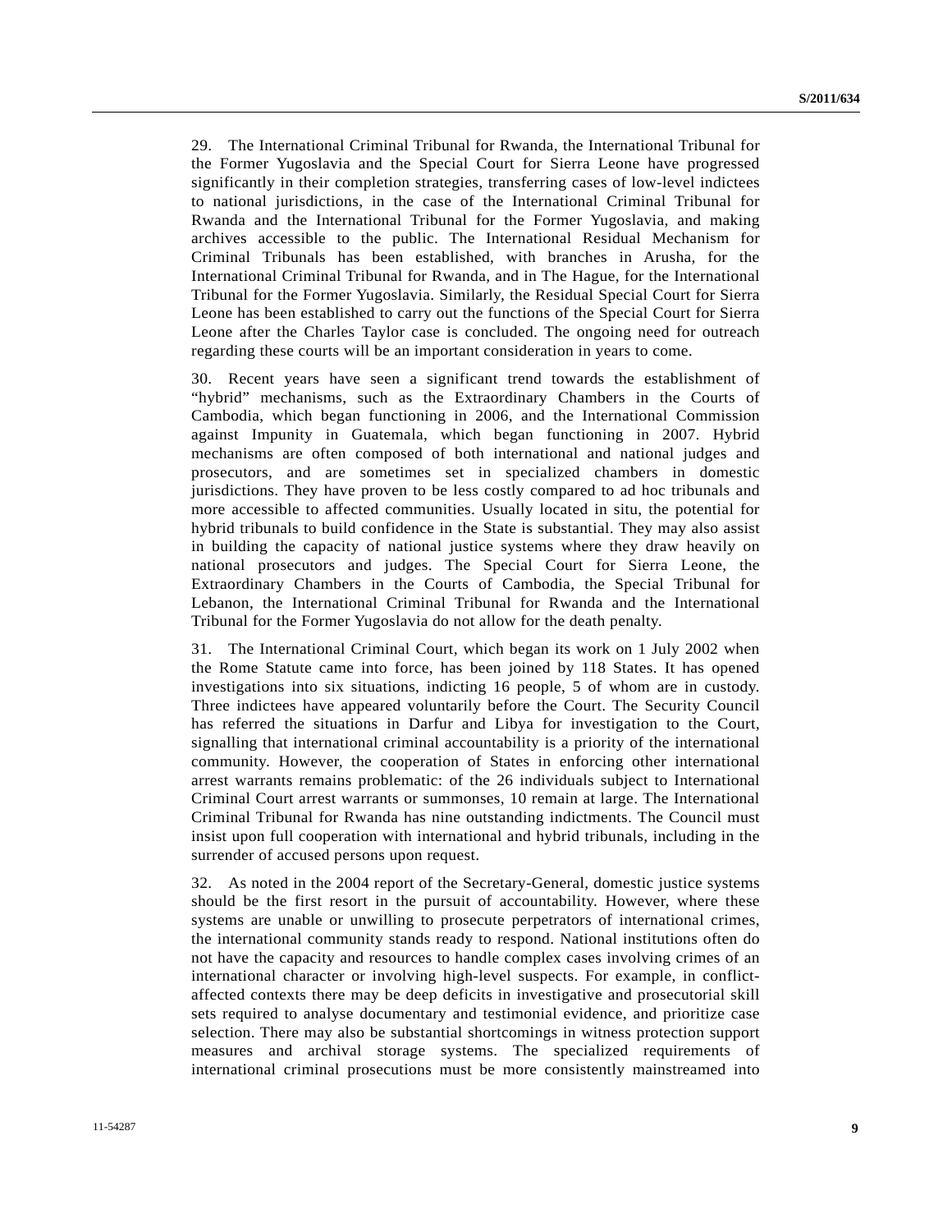29. The International Criminal Tribunal for Rwanda, the International Tribunal for the Former Yugoslavia and the Special Court for Sierra Leone have progressed significantly in their completion strategies, transferring cases of low-level indictees to national jurisdictions, in the case of the International Criminal Tribunal for Rwanda and the International Tribunal for the Former Yugoslavia, and making archives accessible to the public. The International Residual Mechanism for Criminal Tribunals has been established, with branches in Arusha, for the International Criminal Tribunal for Rwanda, and in The Hague, for the International Tribunal for the Former Yugoslavia. Similarly, the Residual Special Court for Sierra Leone has been established to carry out the functions of the Special Court for Sierra Leone after the Charles Taylor case is concluded. The ongoing need for outreach regarding these courts will be an important consideration in years to come.

30. Recent years have seen a significant trend towards the establishment of "hybrid" mechanisms, such as the Extraordinary Chambers in the Courts of Cambodia, which began functioning in 2006, and the International Commission against Impunity in Guatemala, which began functioning in 2007. Hybrid mechanisms are often composed of both international and national judges and prosecutors, and are sometimes set in specialized chambers in domestic jurisdictions. They have proven to be less costly compared to ad hoc tribunals and more accessible to affected communities. Usually located in situ, the potential for hybrid tribunals to build confidence in the State is substantial. They may also assist in building the capacity of national justice systems where they draw heavily on national prosecutors and judges. The Special Court for Sierra Leone, the Extraordinary Chambers in the Courts of Cambodia, the Special Tribunal for Lebanon, the International Criminal Tribunal for Rwanda and the International Tribunal for the Former Yugoslavia do not allow for the death penalty.

31. The International Criminal Court, which began its work on 1 July 2002 when the Rome Statute came into force, has been joined by 118 States. It has opened investigations into six situations, indicting 16 people, 5 of whom are in custody. Three indictees have appeared voluntarily before the Court. The Security Council has referred the situations in Darfur and Libya for investigation to the Court, signalling that international criminal accountability is a priority of the international community. However, the cooperation of States in enforcing other international arrest warrants remains problematic: of the 26 individuals subject to International Criminal Court arrest warrants or summonses, 10 remain at large. The International Criminal Tribunal for Rwanda has nine outstanding indictments. The Council must insist upon full cooperation with international and hybrid tribunals, including in the surrender of accused persons upon request.

32. As noted in the 2004 report of the Secretary-General, domestic justice systems should be the first resort in the pursuit of accountability. However, where these systems are unable or unwilling to prosecute perpetrators of international crimes, the international community stands ready to respond. National institutions often do not have the capacity and resources to handle complex cases involving crimes of an international character or involving high-level suspects. For example, in conflict-affected contexts there may be deep deficits in investigative and prosecutorial skill sets required to analyse documentary and testimonial evidence, and prioritize case selection. There may also be substantial shortcomings in witness protection support measures and archival storage systems. The specialized requirements of international criminal prosecutions must be more consistently mainstreamed into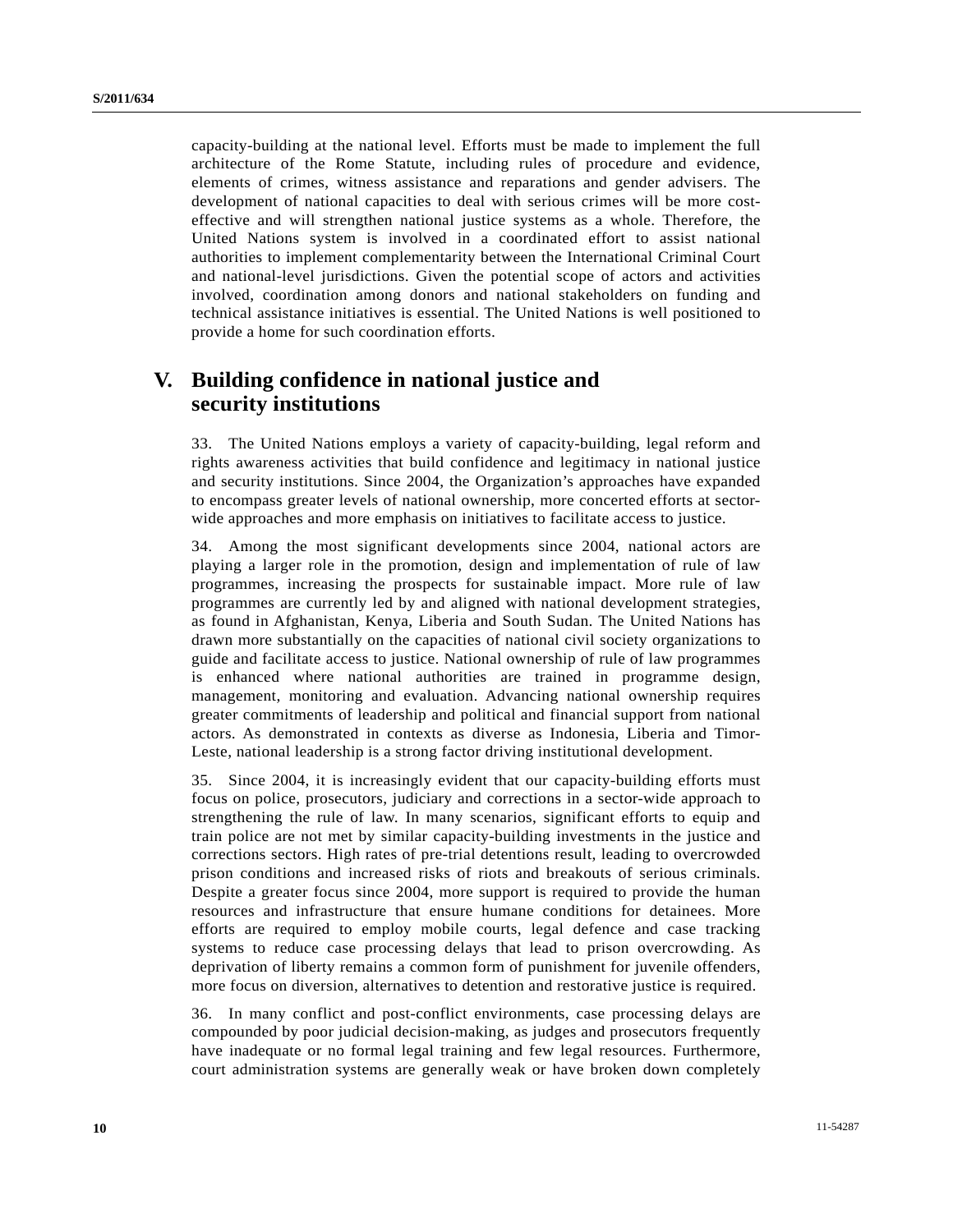capacity-building at the national level. Efforts must be made to implement the full architecture of the Rome Statute, including rules of procedure and evidence, elements of crimes, witness assistance and reparations and gender advisers. The development of national capacities to deal with serious crimes will be more cost-effective and will strengthen national justice systems as a whole. Therefore, the United Nations system is involved in a coordinated effort to assist national authorities to implement complementarity between the International Criminal Court and national-level jurisdictions. Given the potential scope of actors and activities involved, coordination among donors and national stakeholders on funding and technical assistance initiatives is essential. The United Nations is well positioned to provide a home for such coordination efforts.

# V. Building confidence in national justice and security institutions

33. The United Nations employs a variety of capacity-building, legal reform and rights awareness activities that build confidence and legitimacy in national justice and security institutions. Since 2004, the Organization's approaches have expanded to encompass greater levels of national ownership, more concerted efforts at sector-wide approaches and more emphasis on initiatives to facilitate access to justice.

34. Among the most significant developments since 2004, national actors are playing a larger role in the promotion, design and implementation of rule of law programmes, increasing the prospects for sustainable impact. More rule of law programmes are currently led by and aligned with national development strategies, as found in Afghanistan, Kenya, Liberia and South Sudan. The United Nations has drawn more substantially on the capacities of national civil society organizations to guide and facilitate access to justice. National ownership of rule of law programmes is enhanced where national authorities are trained in programme design, management, monitoring and evaluation. Advancing national ownership requires greater commitments of leadership and political and financial support from national actors. As demonstrated in contexts as diverse as Indonesia, Liberia and Timor-Leste, national leadership is a strong factor driving institutional development.

35. Since 2004, it is increasingly evident that our capacity-building efforts must focus on police, prosecutors, judiciary and corrections in a sector-wide approach to strengthening the rule of law. In many scenarios, significant efforts to equip and train police are not met by similar capacity-building investments in the justice and corrections sectors. High rates of pre-trial detentions result, leading to overcrowded prison conditions and increased risks of riots and breakouts of serious criminals. Despite a greater focus since 2004, more support is required to provide the human resources and infrastructure that ensure humane conditions for detainees. More efforts are required to employ mobile courts, legal defence and case tracking systems to reduce case processing delays that lead to prison overcrowding. As deprivation of liberty remains a common form of punishment for juvenile offenders, more focus on diversion, alternatives to detention and restorative justice is required.

36. In many conflict and post-conflict environments, case processing delays are compounded by poor judicial decision-making, as judges and prosecutors frequently have inadequate or no formal legal training and few legal resources. Furthermore, court administration systems are generally weak or have broken down completely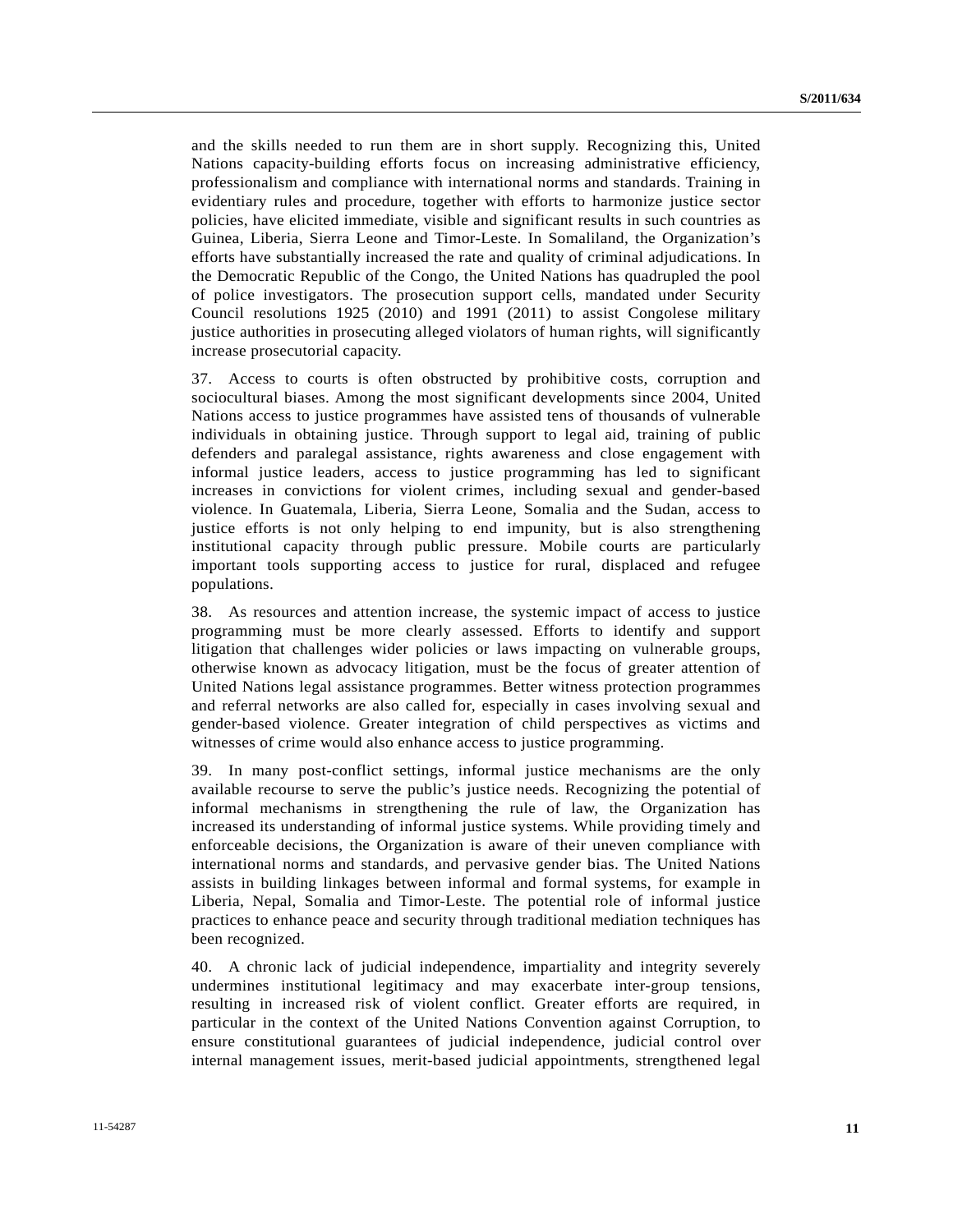and the skills needed to run them are in short supply. Recognizing this, United Nations capacity-building efforts focus on increasing administrative efficiency, professionalism and compliance with international norms and standards. Training in evidentiary rules and procedure, together with efforts to harmonize justice sector policies, have elicited immediate, visible and significant results in such countries as Guinea, Liberia, Sierra Leone and Timor-Leste. In Somaliland, the Organization's efforts have substantially increased the rate and quality of criminal adjudications. In the Democratic Republic of the Congo, the United Nations has quadrupled the pool of police investigators. The prosecution support cells, mandated under Security Council resolutions 1925 (2010) and 1991 (2011) to assist Congolese military justice authorities in prosecuting alleged violators of human rights, will significantly increase prosecutorial capacity.

37. Access to courts is often obstructed by prohibitive costs, corruption and sociocultural biases. Among the most significant developments since 2004, United Nations access to justice programmes have assisted tens of thousands of vulnerable individuals in obtaining justice. Through support to legal aid, training of public defenders and paralegal assistance, rights awareness and close engagement with informal justice leaders, access to justice programming has led to significant increases in convictions for violent crimes, including sexual and gender-based violence. In Guatemala, Liberia, Sierra Leone, Somalia and the Sudan, access to justice efforts is not only helping to end impunity, but is also strengthening institutional capacity through public pressure. Mobile courts are particularly important tools supporting access to justice for rural, displaced and refugee populations.

38. As resources and attention increase, the systemic impact of access to justice programming must be more clearly assessed. Efforts to identify and support litigation that challenges wider policies or laws impacting on vulnerable groups, otherwise known as advocacy litigation, must be the focus of greater attention of United Nations legal assistance programmes. Better witness protection programmes and referral networks are also called for, especially in cases involving sexual and gender-based violence. Greater integration of child perspectives as victims and witnesses of crime would also enhance access to justice programming.

39. In many post-conflict settings, informal justice mechanisms are the only available recourse to serve the public's justice needs. Recognizing the potential of informal mechanisms in strengthening the rule of law, the Organization has increased its understanding of informal justice systems. While providing timely and enforceable decisions, the Organization is aware of their uneven compliance with international norms and standards, and pervasive gender bias. The United Nations assists in building linkages between informal and formal systems, for example in Liberia, Nepal, Somalia and Timor-Leste. The potential role of informal justice practices to enhance peace and security through traditional mediation techniques has been recognized.

40. A chronic lack of judicial independence, impartiality and integrity severely undermines institutional legitimacy and may exacerbate inter-group tensions, resulting in increased risk of violent conflict. Greater efforts are required, in particular in the context of the United Nations Convention against Corruption, to ensure constitutional guarantees of judicial independence, judicial control over internal management issues, merit-based judicial appointments, strengthened legal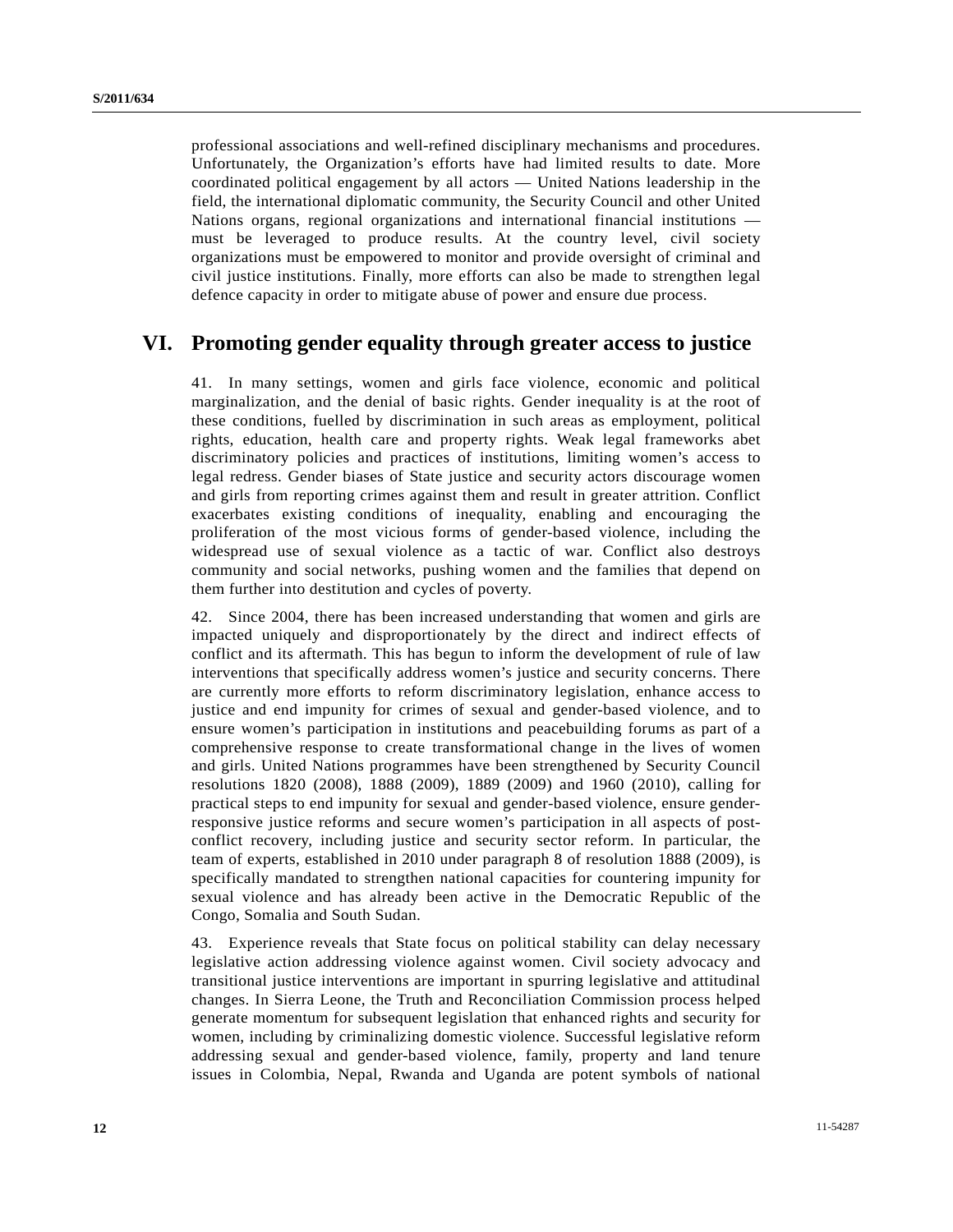professional associations and well-refined disciplinary mechanisms and procedures. Unfortunately, the Organization's efforts have had limited results to date. More coordinated political engagement by all actors — United Nations leadership in the field, the international diplomatic community, the Security Council and other United Nations organs, regional organizations and international financial institutions — must be leveraged to produce results. At the country level, civil society organizations must be empowered to monitor and provide oversight of criminal and civil justice institutions. Finally, more efforts can also be made to strengthen legal defence capacity in order to mitigate abuse of power and ensure due process.

## VI. Promoting gender equality through greater access to justice

41. In many settings, women and girls face violence, economic and political marginalization, and the denial of basic rights. Gender inequality is at the root of these conditions, fuelled by discrimination in such areas as employment, political rights, education, health care and property rights. Weak legal frameworks abet discriminatory policies and practices of institutions, limiting women's access to legal redress. Gender biases of State justice and security actors discourage women and girls from reporting crimes against them and result in greater attrition. Conflict exacerbates existing conditions of inequality, enabling and encouraging the proliferation of the most vicious forms of gender-based violence, including the widespread use of sexual violence as a tactic of war. Conflict also destroys community and social networks, pushing women and the families that depend on them further into destitution and cycles of poverty.

42. Since 2004, there has been increased understanding that women and girls are impacted uniquely and disproportionately by the direct and indirect effects of conflict and its aftermath. This has begun to inform the development of rule of law interventions that specifically address women's justice and security concerns. There are currently more efforts to reform discriminatory legislation, enhance access to justice and end impunity for crimes of sexual and gender-based violence, and to ensure women's participation in institutions and peacebuilding forums as part of a comprehensive response to create transformational change in the lives of women and girls. United Nations programmes have been strengthened by Security Council resolutions 1820 (2008), 1888 (2009), 1889 (2009) and 1960 (2010), calling for practical steps to end impunity for sexual and gender-based violence, ensure gender-responsive justice reforms and secure women's participation in all aspects of post-conflict recovery, including justice and security sector reform. In particular, the team of experts, established in 2010 under paragraph 8 of resolution 1888 (2009), is specifically mandated to strengthen national capacities for countering impunity for sexual violence and has already been active in the Democratic Republic of the Congo, Somalia and South Sudan.

43. Experience reveals that State focus on political stability can delay necessary legislative action addressing violence against women. Civil society advocacy and transitional justice interventions are important in spurring legislative and attitudinal changes. In Sierra Leone, the Truth and Reconciliation Commission process helped generate momentum for subsequent legislation that enhanced rights and security for women, including by criminalizing domestic violence. Successful legislative reform addressing sexual and gender-based violence, family, property and land tenure issues in Colombia, Nepal, Rwanda and Uganda are potent symbols of national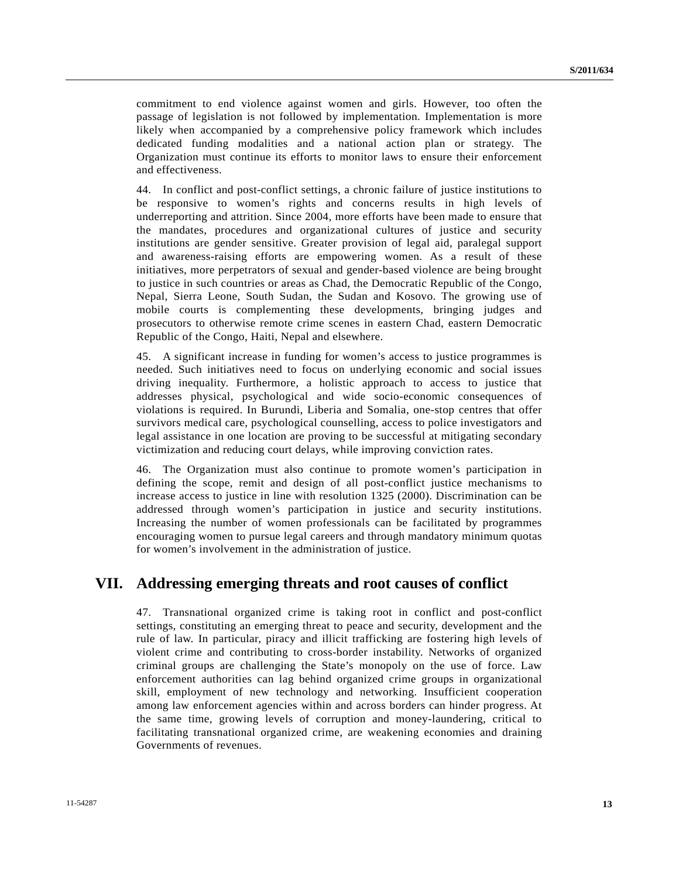commitment to end violence against women and girls. However, too often the passage of legislation is not followed by implementation. Implementation is more likely when accompanied by a comprehensive policy framework which includes dedicated funding modalities and a national action plan or strategy. The Organization must continue its efforts to monitor laws to ensure their enforcement and effectiveness.

44. In conflict and post-conflict settings, a chronic failure of justice institutions to be responsive to women's rights and concerns results in high levels of underreporting and attrition. Since 2004, more efforts have been made to ensure that the mandates, procedures and organizational cultures of justice and security institutions are gender sensitive. Greater provision of legal aid, paralegal support and awareness-raising efforts are empowering women. As a result of these initiatives, more perpetrators of sexual and gender-based violence are being brought to justice in such countries or areas as Chad, the Democratic Republic of the Congo, Nepal, Sierra Leone, South Sudan, the Sudan and Kosovo. The growing use of mobile courts is complementing these developments, bringing judges and prosecutors to otherwise remote crime scenes in eastern Chad, eastern Democratic Republic of the Congo, Haiti, Nepal and elsewhere.

45. A significant increase in funding for women's access to justice programmes is needed. Such initiatives need to focus on underlying economic and social issues driving inequality. Furthermore, a holistic approach to access to justice that addresses physical, psychological and wide socio-economic consequences of violations is required. In Burundi, Liberia and Somalia, one-stop centres that offer survivors medical care, psychological counselling, access to police investigators and legal assistance in one location are proving to be successful at mitigating secondary victimization and reducing court delays, while improving conviction rates.

46. The Organization must also continue to promote women's participation in defining the scope, remit and design of all post-conflict justice mechanisms to increase access to justice in line with resolution 1325 (2000). Discrimination can be addressed through women's participation in justice and security institutions. Increasing the number of women professionals can be facilitated by programmes encouraging women to pursue legal careers and through mandatory minimum quotas for women's involvement in the administration of justice.

## VII. Addressing emerging threats and root causes of conflict

47. Transnational organized crime is taking root in conflict and post-conflict settings, constituting an emerging threat to peace and security, development and the rule of law. In particular, piracy and illicit trafficking are fostering high levels of violent crime and contributing to cross-border instability. Networks of organized criminal groups are challenging the State's monopoly on the use of force. Law enforcement authorities can lag behind organized crime groups in organizational skill, employment of new technology and networking. Insufficient cooperation among law enforcement agencies within and across borders can hinder progress. At the same time, growing levels of corruption and money-laundering, critical to facilitating transnational organized crime, are weakening economies and draining Governments of revenues.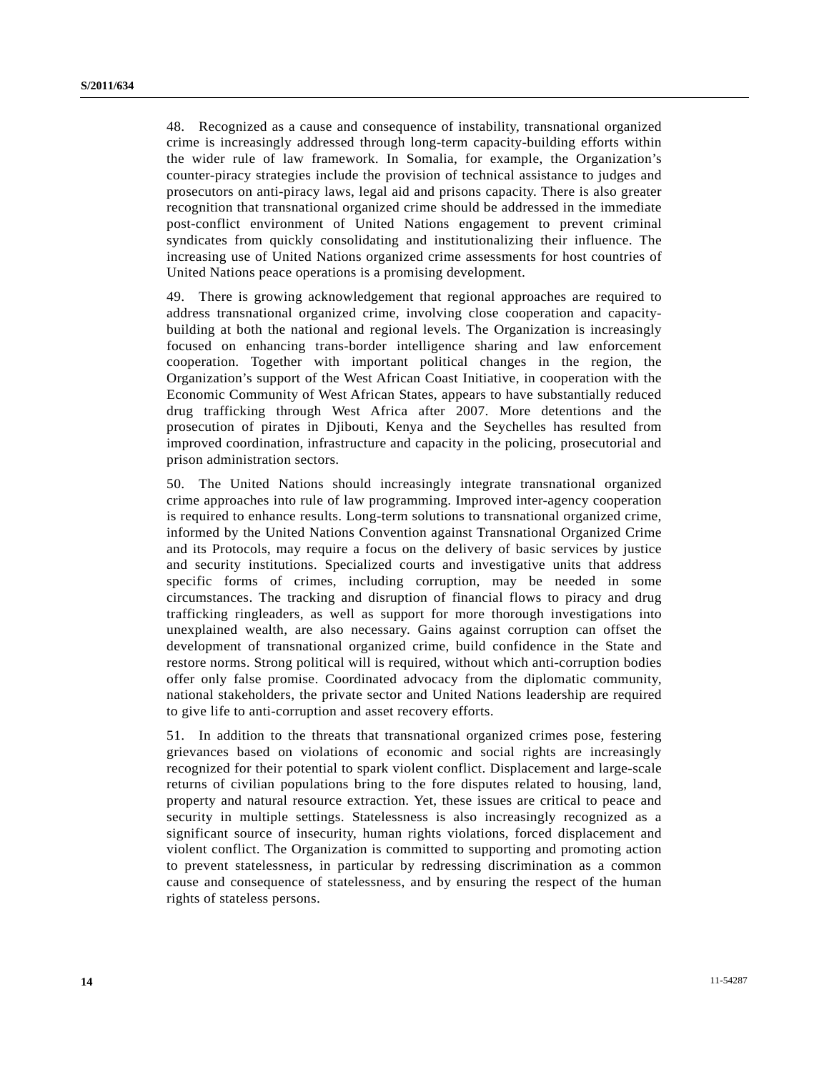48. Recognized as a cause and consequence of instability, transnational organized crime is increasingly addressed through long-term capacity-building efforts within the wider rule of law framework. In Somalia, for example, the Organization's counter-piracy strategies include the provision of technical assistance to judges and prosecutors on anti-piracy laws, legal aid and prisons capacity. There is also greater recognition that transnational organized crime should be addressed in the immediate post-conflict environment of United Nations engagement to prevent criminal syndicates from quickly consolidating and institutionalizing their influence. The increasing use of United Nations organized crime assessments for host countries of United Nations peace operations is a promising development.

49. There is growing acknowledgement that regional approaches are required to address transnational organized crime, involving close cooperation and capacity-building at both the national and regional levels. The Organization is increasingly focused on enhancing trans-border intelligence sharing and law enforcement cooperation. Together with important political changes in the region, the Organization's support of the West African Coast Initiative, in cooperation with the Economic Community of West African States, appears to have substantially reduced drug trafficking through West Africa after 2007. More detentions and the prosecution of pirates in Djibouti, Kenya and the Seychelles has resulted from improved coordination, infrastructure and capacity in the policing, prosecutorial and prison administration sectors.

50. The United Nations should increasingly integrate transnational organized crime approaches into rule of law programming. Improved inter-agency cooperation is required to enhance results. Long-term solutions to transnational organized crime, informed by the United Nations Convention against Transnational Organized Crime and its Protocols, may require a focus on the delivery of basic services by justice and security institutions. Specialized courts and investigative units that address specific forms of crimes, including corruption, may be needed in some circumstances. The tracking and disruption of financial flows to piracy and drug trafficking ringleaders, as well as support for more thorough investigations into unexplained wealth, are also necessary. Gains against corruption can offset the development of transnational organized crime, build confidence in the State and restore norms. Strong political will is required, without which anti-corruption bodies offer only false promise. Coordinated advocacy from the diplomatic community, national stakeholders, the private sector and United Nations leadership are required to give life to anti-corruption and asset recovery efforts.

51. In addition to the threats that transnational organized crimes pose, festering grievances based on violations of economic and social rights are increasingly recognized for their potential to spark violent conflict. Displacement and large-scale returns of civilian populations bring to the fore disputes related to housing, land, property and natural resource extraction. Yet, these issues are critical to peace and security in multiple settings. Statelessness is also increasingly recognized as a significant source of insecurity, human rights violations, forced displacement and violent conflict. The Organization is committed to supporting and promoting action to prevent statelessness, in particular by redressing discrimination as a common cause and consequence of statelessness, and by ensuring the respect of the human rights of stateless persons.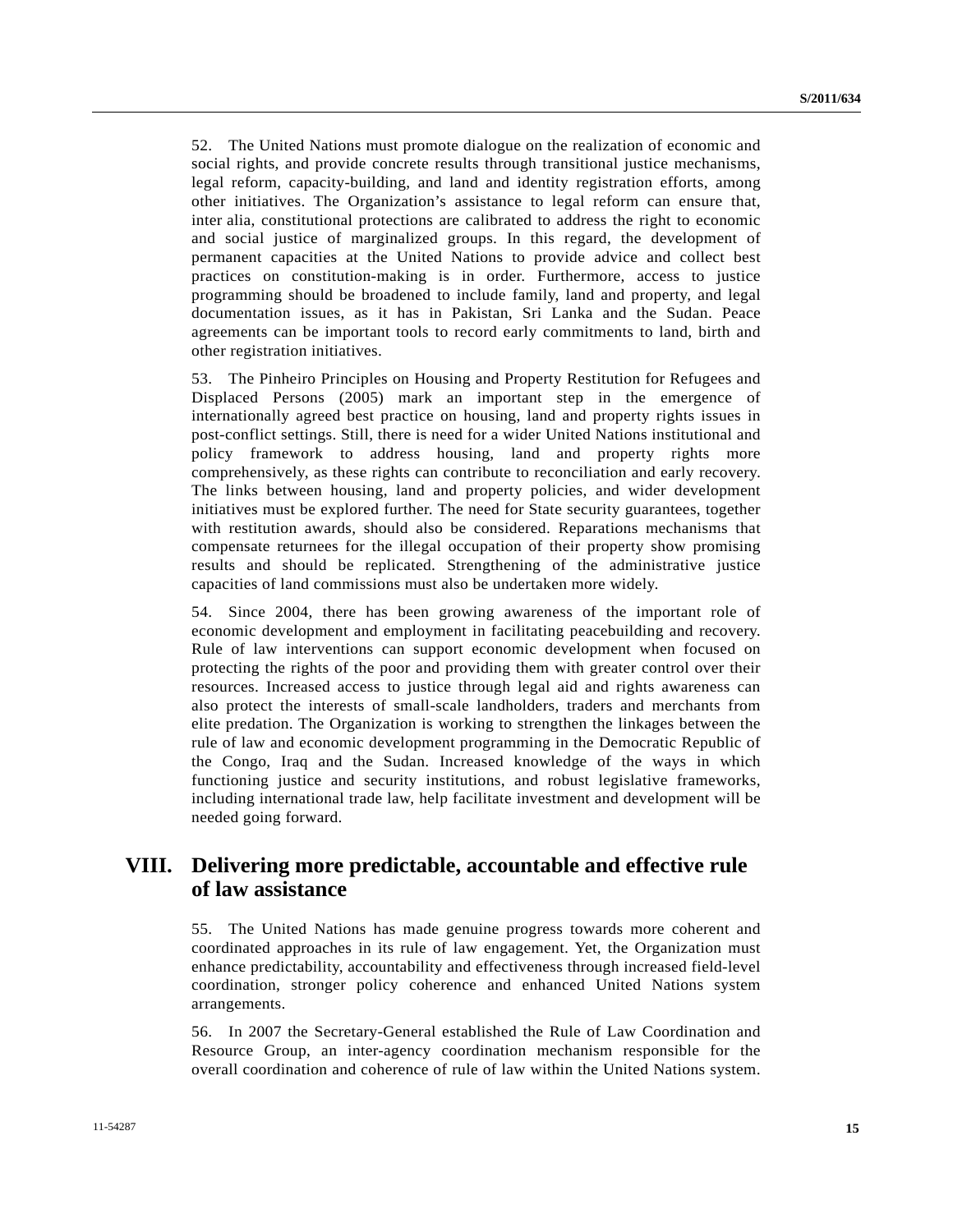52. The United Nations must promote dialogue on the realization of economic and social rights, and provide concrete results through transitional justice mechanisms, legal reform, capacity-building, and land and identity registration efforts, among other initiatives. The Organization's assistance to legal reform can ensure that, inter alia, constitutional protections are calibrated to address the right to economic and social justice of marginalized groups. In this regard, the development of permanent capacities at the United Nations to provide advice and collect best practices on constitution-making is in order. Furthermore, access to justice programming should be broadened to include family, land and property, and legal documentation issues, as it has in Pakistan, Sri Lanka and the Sudan. Peace agreements can be important tools to record early commitments to land, birth and other registration initiatives.

53. The Pinheiro Principles on Housing and Property Restitution for Refugees and Displaced Persons (2005) mark an important step in the emergence of internationally agreed best practice on housing, land and property rights issues in post-conflict settings. Still, there is need for a wider United Nations institutional and policy framework to address housing, land and property rights more comprehensively, as these rights can contribute to reconciliation and early recovery. The links between housing, land and property policies, and wider development initiatives must be explored further. The need for State security guarantees, together with restitution awards, should also be considered. Reparations mechanisms that compensate returnees for the illegal occupation of their property show promising results and should be replicated. Strengthening of the administrative justice capacities of land commissions must also be undertaken more widely.

54. Since 2004, there has been growing awareness of the important role of economic development and employment in facilitating peacebuilding and recovery. Rule of law interventions can support economic development when focused on protecting the rights of the poor and providing them with greater control over their resources. Increased access to justice through legal aid and rights awareness can also protect the interests of small-scale landholders, traders and merchants from elite predation. The Organization is working to strengthen the linkages between the rule of law and economic development programming in the Democratic Republic of the Congo, Iraq and the Sudan. Increased knowledge of the ways in which functioning justice and security institutions, and robust legislative frameworks, including international trade law, help facilitate investment and development will be needed going forward.

# VIII. Delivering more predictable, accountable and effective rule of law assistance

55. The United Nations has made genuine progress towards more coherent and coordinated approaches in its rule of law engagement. Yet, the Organization must enhance predictability, accountability and effectiveness through increased field-level coordination, stronger policy coherence and enhanced United Nations system arrangements.

56. In 2007 the Secretary-General established the Rule of Law Coordination and Resource Group, an inter-agency coordination mechanism responsible for the overall coordination and coherence of rule of law within the United Nations system.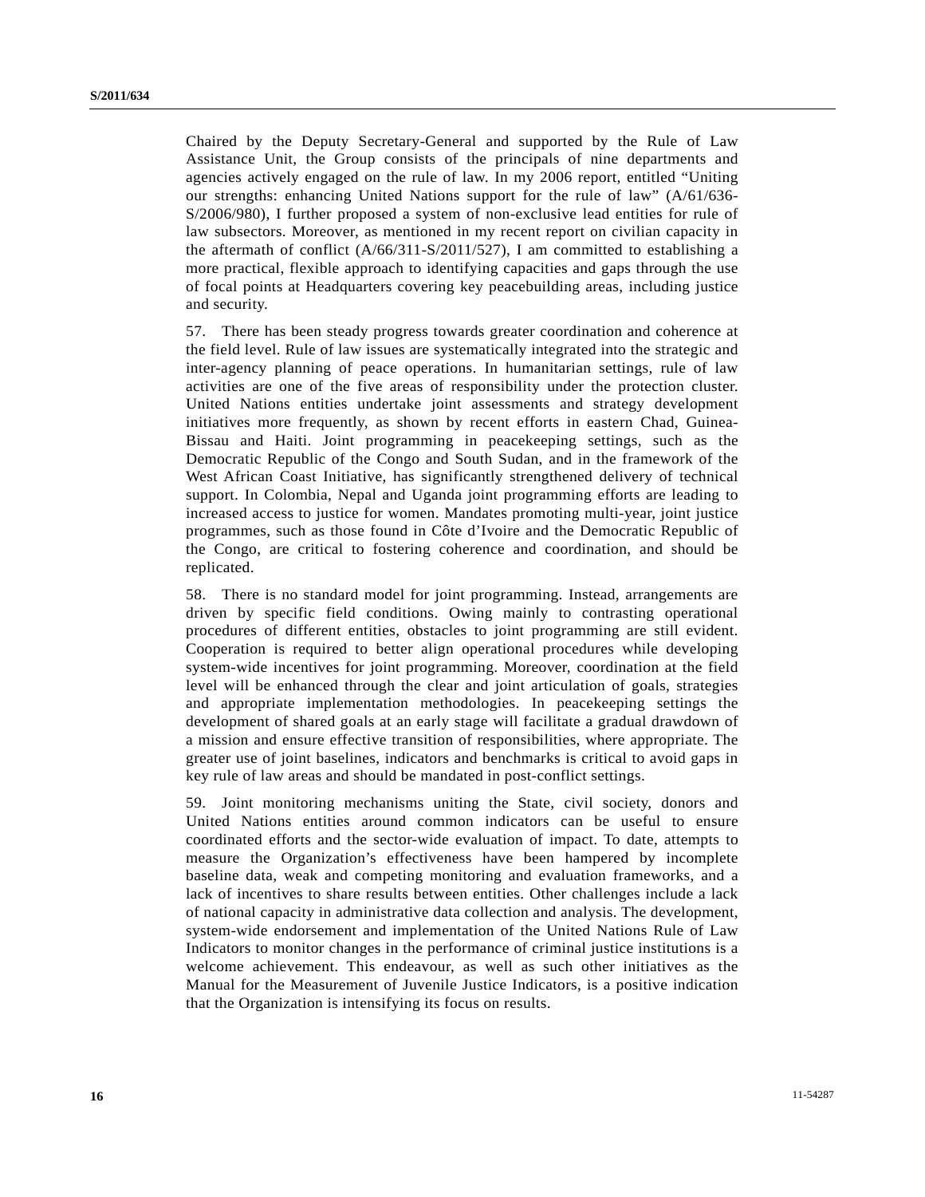Chaired by the Deputy Secretary-General and supported by the Rule of Law Assistance Unit, the Group consists of the principals of nine departments and agencies actively engaged on the rule of law. In my 2006 report, entitled "Uniting our strengths: enhancing United Nations support for the rule of law" (A/61/636-S/2006/980), I further proposed a system of non-exclusive lead entities for rule of law subsectors. Moreover, as mentioned in my recent report on civilian capacity in the aftermath of conflict (A/66/311-S/2011/527), I am committed to establishing a more practical, flexible approach to identifying capacities and gaps through the use of focal points at Headquarters covering key peacebuilding areas, including justice and security.

57. There has been steady progress towards greater coordination and coherence at the field level. Rule of law issues are systematically integrated into the strategic and inter-agency planning of peace operations. In humanitarian settings, rule of law activities are one of the five areas of responsibility under the protection cluster. United Nations entities undertake joint assessments and strategy development initiatives more frequently, as shown by recent efforts in eastern Chad, Guinea-Bissau and Haiti. Joint programming in peacekeeping settings, such as the Democratic Republic of the Congo and South Sudan, and in the framework of the West African Coast Initiative, has significantly strengthened delivery of technical support. In Colombia, Nepal and Uganda joint programming efforts are leading to increased access to justice for women. Mandates promoting multi-year, joint justice programmes, such as those found in Côte d'Ivoire and the Democratic Republic of the Congo, are critical to fostering coherence and coordination, and should be replicated.

58. There is no standard model for joint programming. Instead, arrangements are driven by specific field conditions. Owing mainly to contrasting operational procedures of different entities, obstacles to joint programming are still evident. Cooperation is required to better align operational procedures while developing system-wide incentives for joint programming. Moreover, coordination at the field level will be enhanced through the clear and joint articulation of goals, strategies and appropriate implementation methodologies. In peacekeeping settings the development of shared goals at an early stage will facilitate a gradual drawdown of a mission and ensure effective transition of responsibilities, where appropriate. The greater use of joint baselines, indicators and benchmarks is critical to avoid gaps in key rule of law areas and should be mandated in post-conflict settings.

59. Joint monitoring mechanisms uniting the State, civil society, donors and United Nations entities around common indicators can be useful to ensure coordinated efforts and the sector-wide evaluation of impact. To date, attempts to measure the Organization's effectiveness have been hampered by incomplete baseline data, weak and competing monitoring and evaluation frameworks, and a lack of incentives to share results between entities. Other challenges include a lack of national capacity in administrative data collection and analysis. The development, system-wide endorsement and implementation of the United Nations Rule of Law Indicators to monitor changes in the performance of criminal justice institutions is a welcome achievement. This endeavour, as well as such other initiatives as the Manual for the Measurement of Juvenile Justice Indicators, is a positive indication that the Organization is intensifying its focus on results.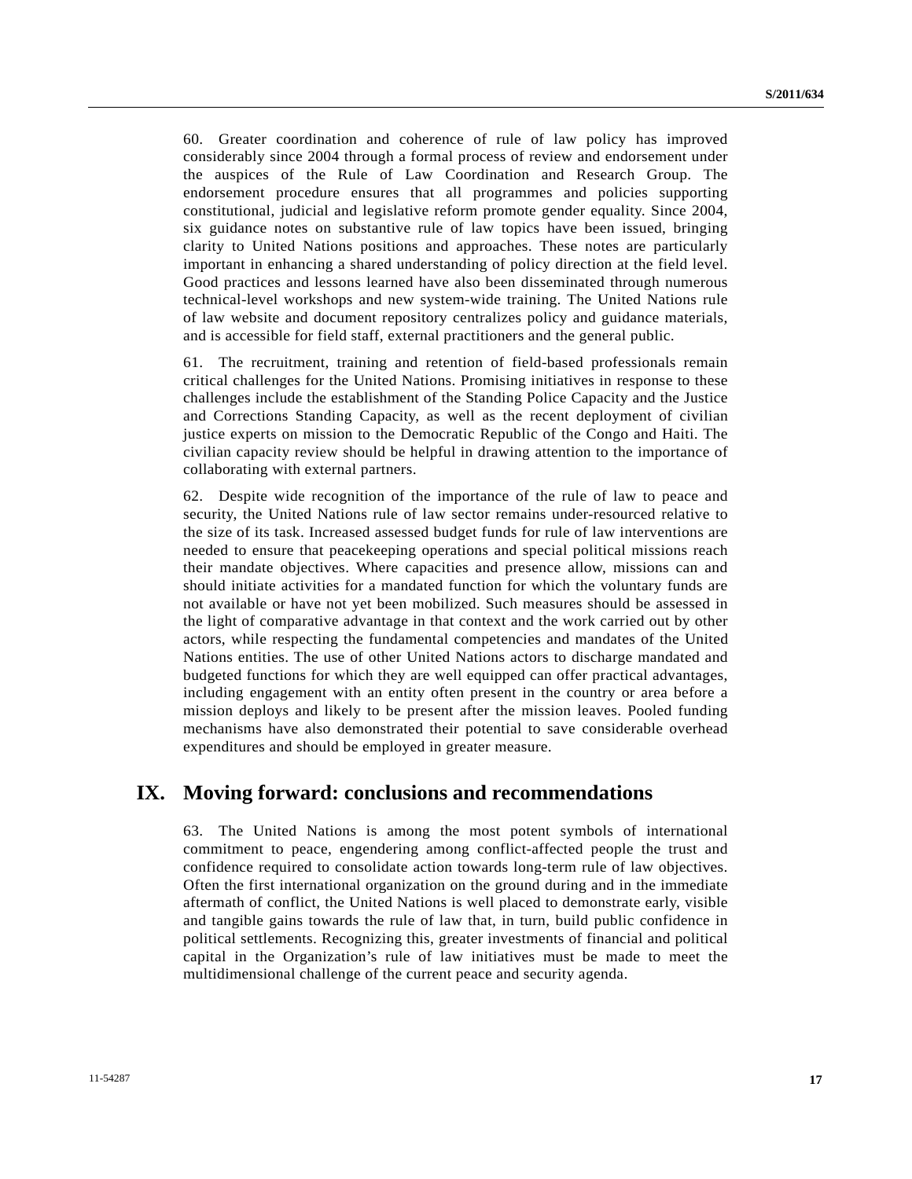60. Greater coordination and coherence of rule of law policy has improved considerably since 2004 through a formal process of review and endorsement under the auspices of the Rule of Law Coordination and Research Group. The endorsement procedure ensures that all programmes and policies supporting constitutional, judicial and legislative reform promote gender equality. Since 2004, six guidance notes on substantive rule of law topics have been issued, bringing clarity to United Nations positions and approaches. These notes are particularly important in enhancing a shared understanding of policy direction at the field level. Good practices and lessons learned have also been disseminated through numerous technical-level workshops and new system-wide training. The United Nations rule of law website and document repository centralizes policy and guidance materials, and is accessible for field staff, external practitioners and the general public.

61. The recruitment, training and retention of field-based professionals remain critical challenges for the United Nations. Promising initiatives in response to these challenges include the establishment of the Standing Police Capacity and the Justice and Corrections Standing Capacity, as well as the recent deployment of civilian justice experts on mission to the Democratic Republic of the Congo and Haiti. The civilian capacity review should be helpful in drawing attention to the importance of collaborating with external partners.

62. Despite wide recognition of the importance of the rule of law to peace and security, the United Nations rule of law sector remains under-resourced relative to the size of its task. Increased assessed budget funds for rule of law interventions are needed to ensure that peacekeeping operations and special political missions reach their mandate objectives. Where capacities and presence allow, missions can and should initiate activities for a mandated function for which the voluntary funds are not available or have not yet been mobilized. Such measures should be assessed in the light of comparative advantage in that context and the work carried out by other actors, while respecting the fundamental competencies and mandates of the United Nations entities. The use of other United Nations actors to discharge mandated and budgeted functions for which they are well equipped can offer practical advantages, including engagement with an entity often present in the country or area before a mission deploys and likely to be present after the mission leaves. Pooled funding mechanisms have also demonstrated their potential to save considerable overhead expenditures and should be employed in greater measure.

# IX. Moving forward: conclusions and recommendations

63. The United Nations is among the most potent symbols of international commitment to peace, engendering among conflict-affected people the trust and confidence required to consolidate action towards long-term rule of law objectives. Often the first international organization on the ground during and in the immediate aftermath of conflict, the United Nations is well placed to demonstrate early, visible and tangible gains towards the rule of law that, in turn, build public confidence in political settlements. Recognizing this, greater investments of financial and political capital in the Organization's rule of law initiatives must be made to meet the multidimensional challenge of the current peace and security agenda.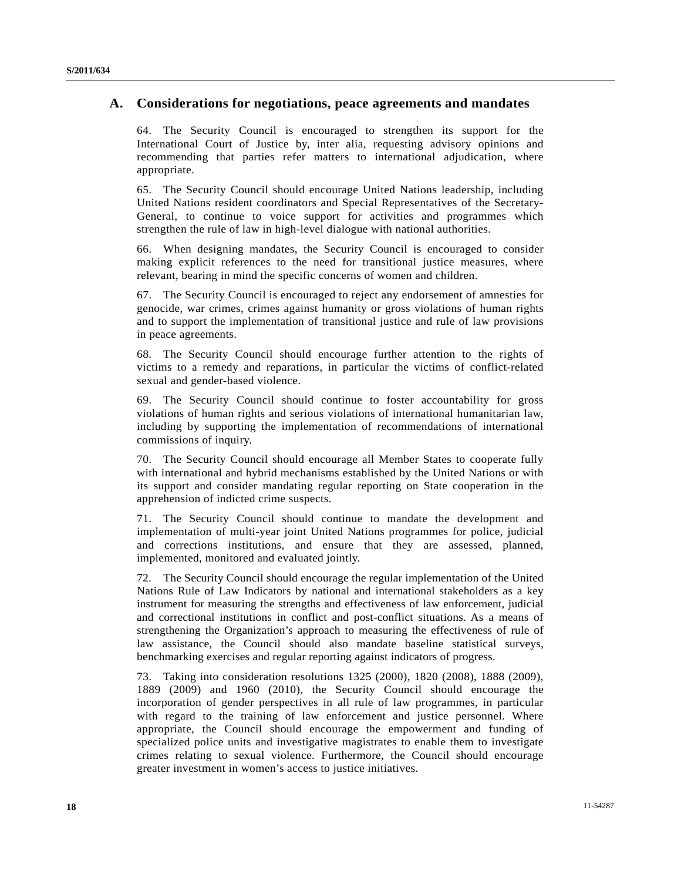## A. Considerations for negotiations, peace agreements and mandates

64. The Security Council is encouraged to strengthen its support for the International Court of Justice by, inter alia, requesting advisory opinions and recommending that parties refer matters to international adjudication, where appropriate.

65. The Security Council should encourage United Nations leadership, including United Nations resident coordinators and Special Representatives of the Secretary-General, to continue to voice support for activities and programmes which strengthen the rule of law in high-level dialogue with national authorities.

66. When designing mandates, the Security Council is encouraged to consider making explicit references to the need for transitional justice measures, where relevant, bearing in mind the specific concerns of women and children.

67. The Security Council is encouraged to reject any endorsement of amnesties for genocide, war crimes, crimes against humanity or gross violations of human rights and to support the implementation of transitional justice and rule of law provisions in peace agreements.

68. The Security Council should encourage further attention to the rights of victims to a remedy and reparations, in particular the victims of conflict-related sexual and gender-based violence.

69. The Security Council should continue to foster accountability for gross violations of human rights and serious violations of international humanitarian law, including by supporting the implementation of recommendations of international commissions of inquiry.

70. The Security Council should encourage all Member States to cooperate fully with international and hybrid mechanisms established by the United Nations or with its support and consider mandating regular reporting on State cooperation in the apprehension of indicted crime suspects.

71. The Security Council should continue to mandate the development and implementation of multi-year joint United Nations programmes for police, judicial and corrections institutions, and ensure that they are assessed, planned, implemented, monitored and evaluated jointly.

72. The Security Council should encourage the regular implementation of the United Nations Rule of Law Indicators by national and international stakeholders as a key instrument for measuring the strengths and effectiveness of law enforcement, judicial and correctional institutions in conflict and post-conflict situations. As a means of strengthening the Organization's approach to measuring the effectiveness of rule of law assistance, the Council should also mandate baseline statistical surveys, benchmarking exercises and regular reporting against indicators of progress.

73. Taking into consideration resolutions 1325 (2000), 1820 (2008), 1888 (2009), 1889 (2009) and 1960 (2010), the Security Council should encourage the incorporation of gender perspectives in all rule of law programmes, in particular with regard to the training of law enforcement and justice personnel. Where appropriate, the Council should encourage the empowerment and funding of specialized police units and investigative magistrates to enable them to investigate crimes relating to sexual violence. Furthermore, the Council should encourage greater investment in women's access to justice initiatives.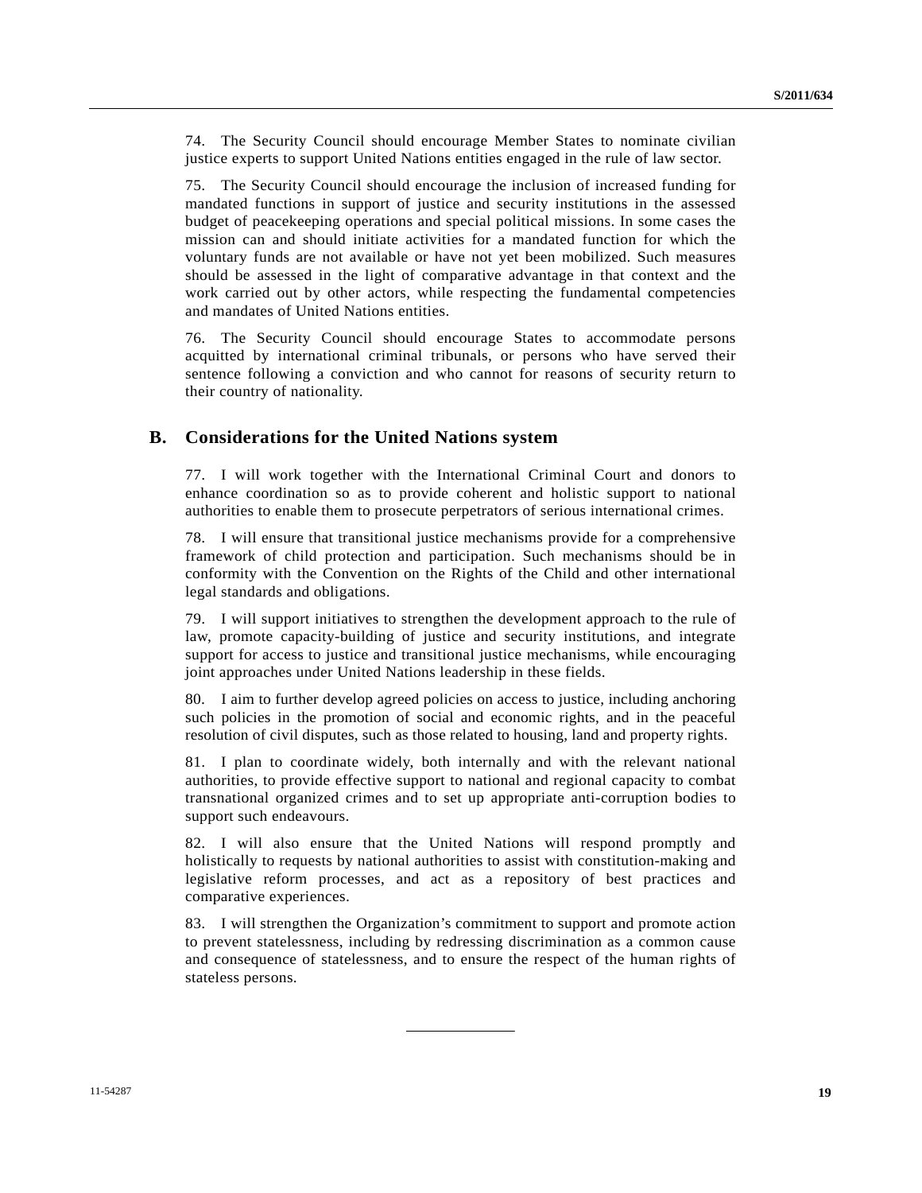74. The Security Council should encourage Member States to nominate civilian justice experts to support United Nations entities engaged in the rule of law sector.

75. The Security Council should encourage the inclusion of increased funding for mandated functions in support of justice and security institutions in the assessed budget of peacekeeping operations and special political missions. In some cases the mission can and should initiate activities for a mandated function for which the voluntary funds are not available or have not yet been mobilized. Such measures should be assessed in the light of comparative advantage in that context and the work carried out by other actors, while respecting the fundamental competencies and mandates of United Nations entities.

76. The Security Council should encourage States to accommodate persons acquitted by international criminal tribunals, or persons who have served their sentence following a conviction and who cannot for reasons of security return to their country of nationality.

## B. Considerations for the United Nations system

77. I will work together with the International Criminal Court and donors to enhance coordination so as to provide coherent and holistic support to national authorities to enable them to prosecute perpetrators of serious international crimes.

78. I will ensure that transitional justice mechanisms provide for a comprehensive framework of child protection and participation. Such mechanisms should be in conformity with the Convention on the Rights of the Child and other international legal standards and obligations.

79. I will support initiatives to strengthen the development approach to the rule of law, promote capacity-building of justice and security institutions, and integrate support for access to justice and transitional justice mechanisms, while encouraging joint approaches under United Nations leadership in these fields.

80. I aim to further develop agreed policies on access to justice, including anchoring such policies in the promotion of social and economic rights, and in the peaceful resolution of civil disputes, such as those related to housing, land and property rights.

81. I plan to coordinate widely, both internally and with the relevant national authorities, to provide effective support to national and regional capacity to combat transnational organized crimes and to set up appropriate anti-corruption bodies to support such endeavours.

82. I will also ensure that the United Nations will respond promptly and holistically to requests by national authorities to assist with constitution-making and legislative reform processes, and act as a repository of best practices and comparative experiences.

83. I will strengthen the Organization's commitment to support and promote action to prevent statelessness, including by redressing discrimination as a common cause and consequence of statelessness, and to ensure the respect of the human rights of stateless persons.